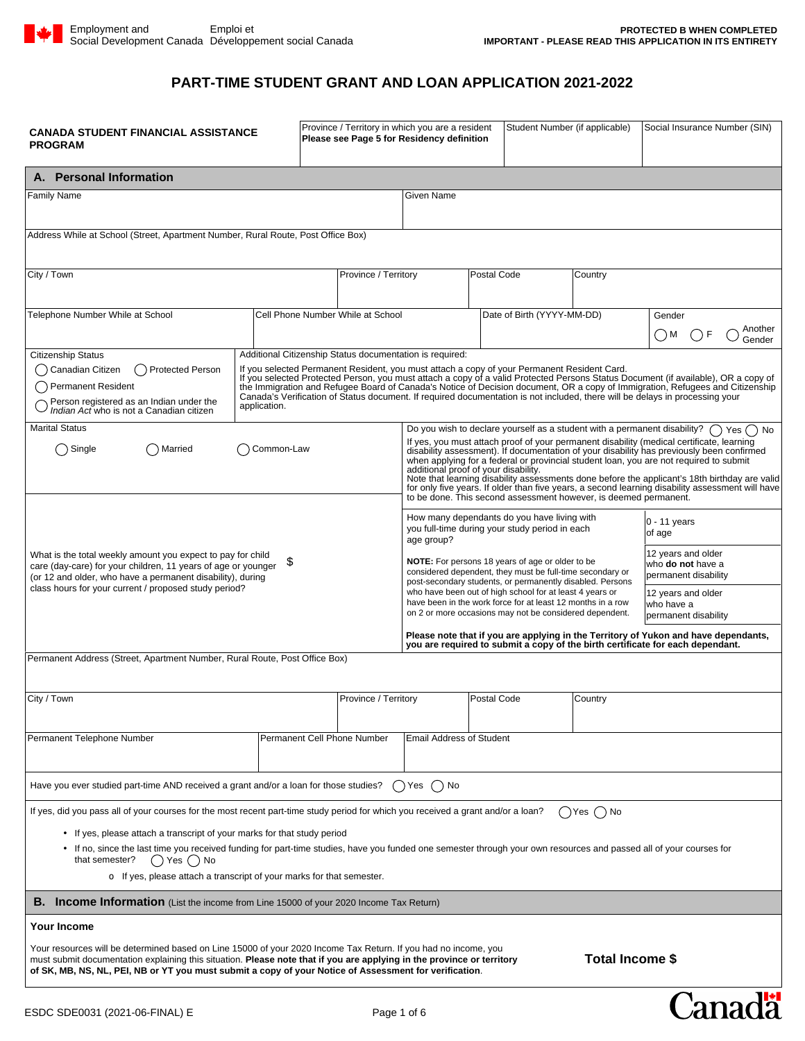Employment and Social Development Canada / Emploi et Développement social Canada

**PROTECTED B WHEN COMPLETED**
**IMPORTANT - PLEASE READ THIS APPLICATION IN ITS ENTIRETY**

# PART-TIME STUDENT GRANT AND LOAN APPLICATION 2021-2022

| **CANADA STUDENT FINANCIAL ASSISTANCE PROGRAM** | Province / Territory in which you are a resident **Please see Page 5 for Residency definition** | Student Number (if applicable) | Social Insurance Number (SIN) |
|---|---|---|---|

## A. Personal Information

| Family Name | Given Name |
|---|---|
| | |

Address While at School (Street, Apartment Number, Rural Route, Post Office Box)

| City / Town | Province / Territory | Postal Code | Country |
|---|---|---|---|
| | | | |

| Telephone Number While at School | Cell Phone Number While at School | Date of Birth (YYYY-MM-DD) | Gender ◯ M ◯ F ◯ Another Gender |
|---|---|---|---|
| | | | |

**Citizenship Status**

◯ Canadian Citizen ◯ Protected Person
◯ Permanent Resident
◯ Person registered as an Indian under the *Indian Act* who is not a Canadian citizen

Additional Citizenship Status documentation is required:

If you selected Permanent Resident, you must attach a copy of your Permanent Resident Card.
If you selected Protected Person, you must attach a copy of a valid Protected Persons Status Document (if available), OR a copy of the Immigration and Refugee Board of Canada's Notice of Decision document, OR a copy of Immigration, Refugees and Citizenship Canada's Verification of Status document. If required documentation is not included, there will be delays in processing your application.

**Marital Status**

◯ Single ◯ Married ◯ Common-Law

Do you wish to declare yourself as a student with a permanent disability? ◯ Yes ◯ No

If yes, you must attach proof of your permanent disability (medical certificate, learning disability assessment). If documentation of your disability has previously been confirmed when applying for a federal or provincial student loan, you are not required to submit additional proof of your disability.
Note that learning disability assessments done before the applicant's 18th birthday are valid for only five years. If older than five years, a second learning disability assessment will have to be done. This second assessment however, is deemed permanent.

What is the total weekly amount you expect to pay for child care (day-care) for your children, 11 years of age or younger (or 12 and older, who have a permanent disability), during class hours for your current / proposed study period? $

How many dependants do you have living with you full-time during your study period in each age group?

| Age group | Number |
|---|---|
| 0 - 11 years of age | |
| 12 years and older who **do not** have a permanent disability | |
| 12 years and older who have a permanent disability | |

**NOTE:** For persons 18 years of age or older to be considered dependent, they must be full-time secondary or post-secondary students, or permanently disabled. Persons who have been out of high school for at least 4 years or have been in the work force for at least 12 months in a row on 2 or more occasions may not be considered dependent.

**Please note that if you are applying in the Territory of Yukon and have dependants, you are required to submit a copy of the birth certificate for each dependant.**

Permanent Address (Street, Apartment Number, Rural Route, Post Office Box)

| City / Town | Province / Territory | Postal Code | Country |
|---|---|---|---|
| | | | |

| Permanent Telephone Number | Permanent Cell Phone Number | Email Address of Student |
|---|---|---|
| | | |

Have you ever studied part-time AND received a grant and/or a loan for those studies? ◯ Yes ◯ No

If yes, did you pass all of your courses for the most recent part-time study period for which you received a grant and/or a loan? ◯ Yes ◯ No

- If yes, please attach a transcript of your marks for that study period
- If no, since the last time you received funding for part-time studies, have you funded one semester through your own resources and passed all of your courses for that semester? ◯ Yes ◯ No
  - If yes, please attach a transcript of your marks for that semester.

## B. Income Information (List the income from Line 15000 of your 2020 Income Tax Return)

**Your Income**

Your resources will be determined based on Line 15000 of your 2020 Income Tax Return. If you had no income, you must submit documentation explaining this situation. **Please note that if you are applying in the province or territory of SK, MB, NS, NL, PEI, NB or YT you must submit a copy of your Notice of Assessment for verification**.

**Total Income $**

ESDC SDE0031 (2021-06-FINAL) E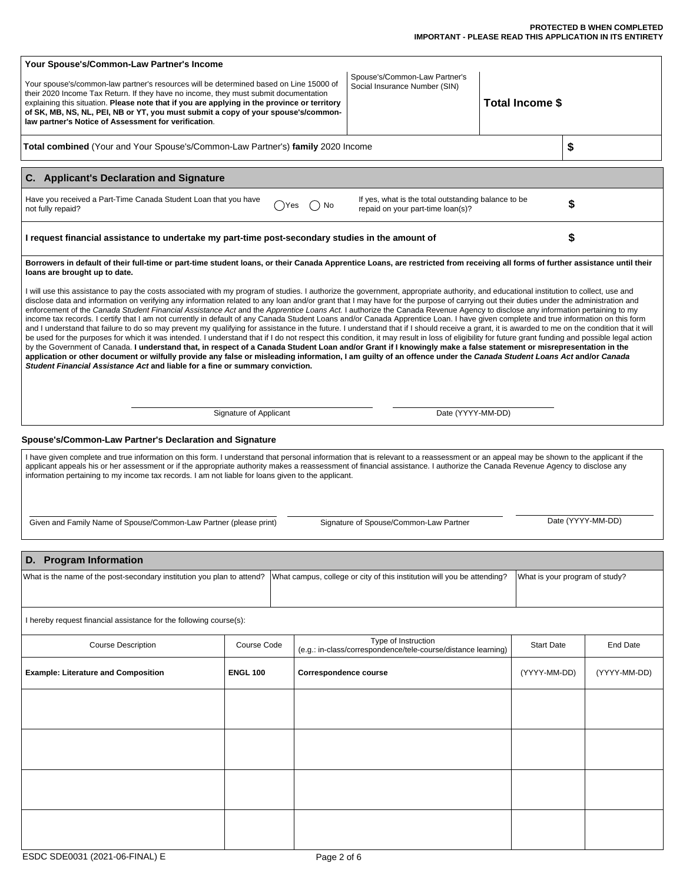PROTECTED B WHEN COMPLETED
IMPORTANT - PLEASE READ THIS APPLICATION IN ITS ENTIRETY

### Your Spouse's/Common-Law Partner's Income

| Your spouse's/common-law partner's resources will be determined based on Line 15000 of their 2020 Income Tax Return. If they have no income, they must submit documentation explaining this situation. **Please note that if you are applying in the province or territory of SK, MB, NS, NL, PEI, NB or YT, you must submit a copy of your spouse's/common-law partner's Notice of Assessment for verification**. | Spouse's/Common-Law Partner's Social Insurance Number (SIN) | **Total Income $** |
|---|---|---|

| **Total combined** (Your and Your Spouse's/Common-Law Partner's) **family** 2020 Income | $ |
|---|---|

## C. Applicant's Declaration and Signature

| Have you received a Part-Time Canada Student Loan that you have not fully repaid? | ◯ Yes ◯ No | If yes, what is the total outstanding balance to be repaid on your part-time loan(s)? | $ |
|---|---|---|---|

| **I request financial assistance to undertake my part-time post-secondary studies in the amount of** | **$** |
|---|---|

**Borrowers in default of their full-time or part-time student loans, or their Canada Apprentice Loans, are restricted from receiving all forms of further assistance until their loans are brought up to date.**

I will use this assistance to pay the costs associated with my program of studies. I authorize the government, appropriate authority, and educational institution to collect, use and disclose data and information on verifying any information related to any loan and/or grant that I may have for the purpose of carrying out their duties under the administration and enforcement of the *Canada Student Financial Assistance Act* and the *Apprentice Loans Act.* I authorize the Canada Revenue Agency to disclose any information pertaining to my income tax records. I certify that I am not currently in default of any Canada Student Loans and/or Canada Apprentice Loan. I have given complete and true information on this form and I understand that failure to do so may prevent my qualifying for assistance in the future. I understand that if I should receive a grant, it is awarded to me on the condition that it will be used for the purposes for which it was intended. I understand that if I do not respect this condition, it may result in loss of eligibility for future grant funding and possible legal action by the Government of Canada. **I understand that, in respect of a Canada Student Loan and/or Grant if I knowingly make a false statement or misrepresentation in the application or other document or wilfully provide any false or misleading information, I am guilty of an offence under the *Canada Student Loans Act* and/or *Canada Student Financial Assistance Act* and liable for a fine or summary conviction.**

Signature of Applicant _______________ Date (YYYY-MM-DD) _______________

### Spouse's/Common-Law Partner's Declaration and Signature

I have given complete and true information on this form. I understand that personal information that is relevant to a reassessment or an appeal may be shown to the applicant if the applicant appeals his or her assessment or if the appropriate authority makes a reassessment of financial assistance. I authorize the Canada Revenue Agency to disclose any information pertaining to my income tax records. I am not liable for loans given to the applicant.

Given and Family Name of Spouse/Common-Law Partner (please print) _______________ Signature of Spouse/Common-Law Partner _______________ Date (YYYY-MM-DD) _______________

## D. Program Information

| What is the name of the post-secondary institution you plan to attend? | What campus, college or city of this institution will you be attending? | What is your program of study? |
|---|---|---|
| | | |

I hereby request financial assistance for the following course(s):

| Course Description | Course Code | Type of Instruction (e.g.: in-class/correspondence/tele-course/distance learning) | Start Date | End Date |
|---|---|---|---|---|
| **Example: Literature and Composition** | **ENGL 100** | **Correspondence course** | (YYYY-MM-DD) | (YYYY-MM-DD) |
| | | | | |
| | | | | |
| | | | | |
| | | | | |

ESDC SDE0031 (2021-06-FINAL) E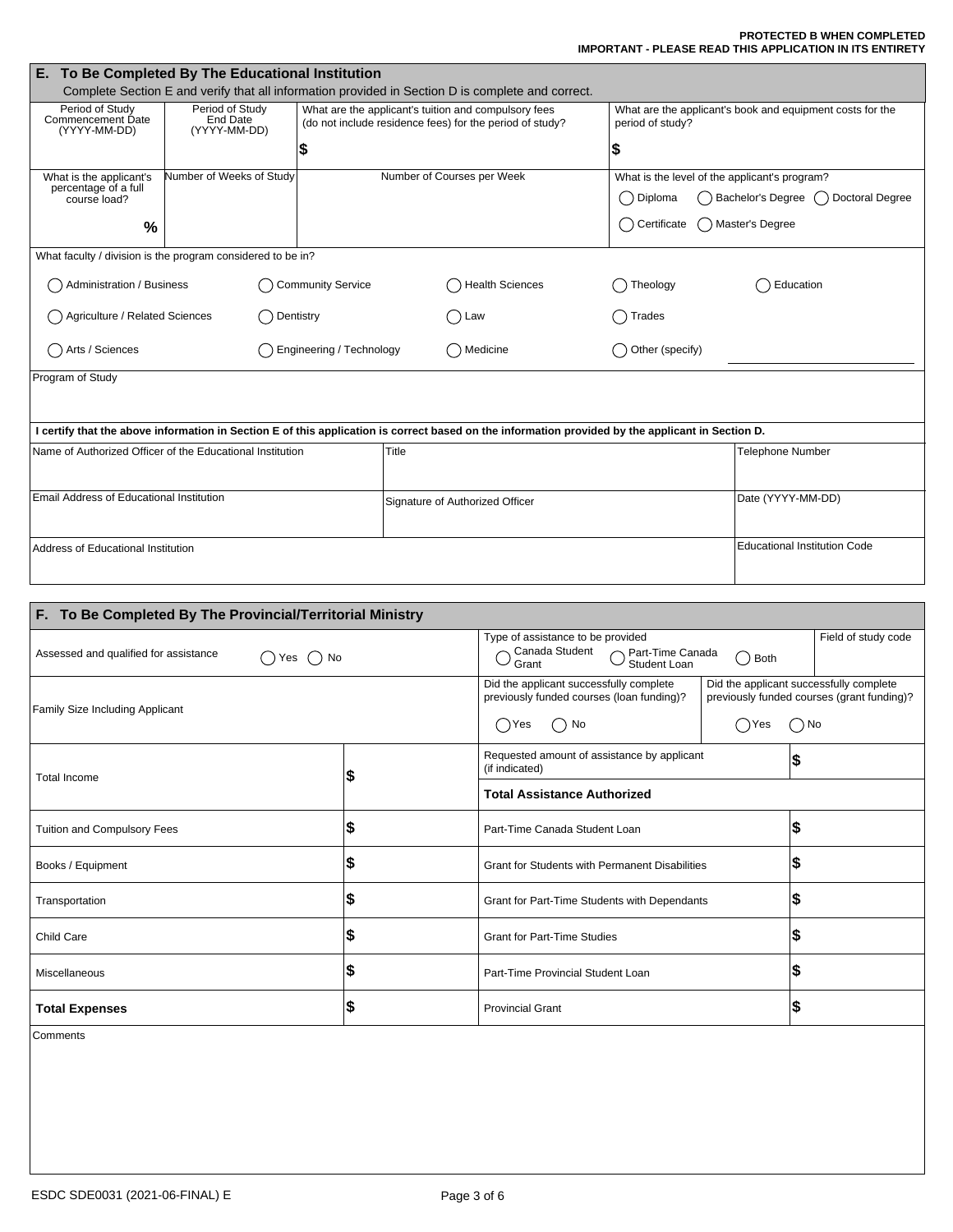**PROTECTED B WHEN COMPLETED**
**IMPORTANT - PLEASE READ THIS APPLICATION IN ITS ENTIRETY**

## E. To Be Completed By The Educational Institution

Complete Section E and verify that all information provided in Section D is complete and correct.

| Period of Study Commencement Date (YYYY-MM-DD) | Period of Study End Date (YYYY-MM-DD) | What are the applicant's tuition and compulsory fees (do not include residence fees) for the period of study? | What are the applicant's book and equipment costs for the period of study? |
|---|---|---|---|
| | | $ | $ |

| What is the applicant's percentage of a full course load? | Number of Weeks of Study | Number of Courses per Week | What is the level of the applicant's program? |
|---|---|---|---|
| % | | | ◯ Diploma ◯ Bachelor's Degree ◯ Doctoral Degree ◯ Certificate ◯ Master's Degree |

What faculty / division is the program considered to be in?

- ◯ Administration / Business
- ◯ Community Service
- ◯ Health Sciences
- ◯ Theology
- ◯ Education
- ◯ Agriculture / Related Sciences
- ◯ Dentistry
- ◯ Law
- ◯ Trades
- ◯ Arts / Sciences
- ◯ Engineering / Technology
- ◯ Medicine
- ◯ Other (specify) ____________

Program of Study

**I certify that the above information in Section E of this application is correct based on the information provided by the applicant in Section D.**

| Name of Authorized Officer of the Educational Institution | Title | Telephone Number |
|---|---|---|
| | | |
| **Email Address of Educational Institution** | **Signature of Authorized Officer** | **Date (YYYY-MM-DD)** |
| | | |
| **Address of Educational Institution** | | **Educational Institution Code** |
| | | |

## F. To Be Completed By The Provincial/Territorial Ministry

| Assessed and qualified for assistance ◯ Yes ◯ No | | Type of assistance to be provided ◯ Canada Student Grant ◯ Part-Time Canada Student Loan ◯ Both | Field of study code |
|---|---|---|---|
| Family Size Including Applicant | | Did the applicant successfully complete previously funded courses (loan funding)? ◯ Yes ◯ No | Did the applicant successfully complete previously funded courses (grant funding)? ◯ Yes ◯ No |
| Total Income | $ | Requested amount of assistance by applicant (if indicated) | $ |
| | | **Total Assistance Authorized** | |
| Tuition and Compulsory Fees | $ | Part-Time Canada Student Loan | $ |
| Books / Equipment | $ | Grant for Students with Permanent Disabilities | $ |
| Transportation | $ | Grant for Part-Time Students with Dependants | $ |
| Child Care | $ | Grant for Part-Time Studies | $ |
| Miscellaneous | $ | Part-Time Provincial Student Loan | $ |
| **Total Expenses** | $ | Provincial Grant | $ |

Comments

ESDC SDE0031 (2021-06-FINAL) E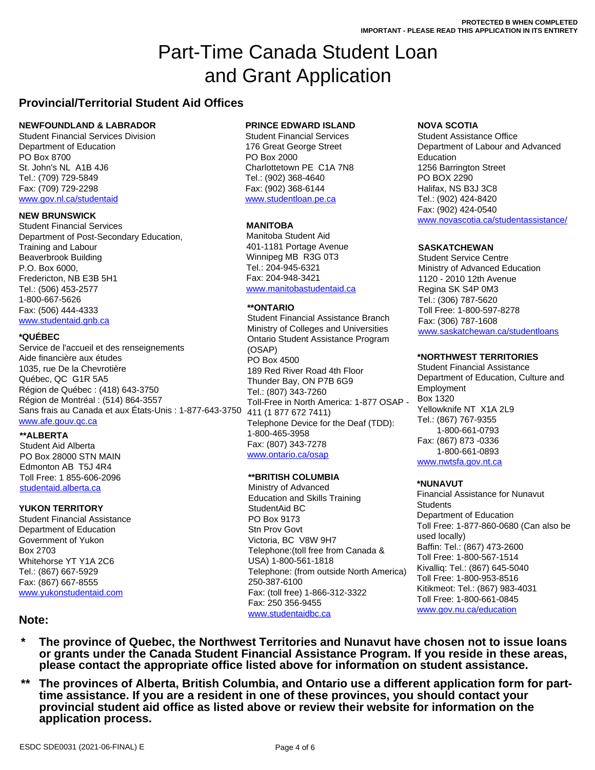PROTECTED B WHEN COMPLETED
IMPORTANT - PLEASE READ THIS APPLICATION IN ITS ENTIRETY

# Part-Time Canada Student Loan and Grant Application

## Provincial/Territorial Student Aid Offices

**NEWFOUNDLAND & LABRADOR**
Student Financial Services Division
Department of Education
PO Box 8700
St. John's NL A1B 4J6
Tel.: (709) 729-5849
Fax: (709) 729-2298
www.gov.nl.ca/studentaid

**NEW BRUNSWICK**
Student Financial Services
Department of Post-Secondary Education, Training and Labour
Beaverbrook Building
P.O. Box 6000,
Fredericton, NB E3B 5H1
Tel.: (506) 453-2577
1-800-667-5626
Fax: (506) 444-4333
www.studentaid.gnb.ca

**\*QUÉBEC**
Service de l'accueil et des renseignements
Aide financière aux études
1035, rue De la Chevrotière
Québec, QC G1R 5A5
Région de Québec : (418) 643-3750
Région de Montréal : (514) 864-3557
Sans frais au Canada et aux États-Unis : 1-877-643-3750
www.afe.gouv.qc.ca

**\*\*ALBERTA**
Student Aid Alberta
PO Box 28000 STN MAIN
Edmonton AB T5J 4R4
Toll Free: 1 855-606-2096
studentaid.alberta.ca

**YUKON TERRITORY**
Student Financial Assistance
Department of Education
Government of Yukon
Box 2703
Whitehorse YT Y1A 2C6
Tel.: (867) 667-5929
Fax: (867) 667-8555
www.yukonstudentaid.com

**PRINCE EDWARD ISLAND**
Student Financial Services
176 Great George Street
PO Box 2000
Charlottetown PE C1A 7N8
Tel.: (902) 368-4640
Fax: (902) 368-6144
www.studentloan.pe.ca

**MANITOBA**
Manitoba Student Aid
401-1181 Portage Avenue
Winnipeg MB R3G 0T3
Tel.: 204-945-6321
Fax: 204-948-3421
www.manitobastudentaid.ca

**\*\*ONTARIO**
Student Financial Assistance Branch
Ministry of Colleges and Universities
Ontario Student Assistance Program (OSAP)
PO Box 4500
189 Red River Road 4th Floor
Thunder Bay, ON P7B 6G9
Tel.: (807) 343-7260
Toll-Free in North America: 1-877 OSAP - 411 (1 877 672 7411)
Telephone Device for the Deaf (TDD): 1-800-465-3958
Fax: (807) 343-7278
www.ontario.ca/osap

**\*\*BRITISH COLUMBIA**
Ministry of Advanced Education and Skills Training
StudentAid BC
PO Box 9173
Stn Prov Govt
Victoria, BC V8W 9H7
Telephone:(toll free from Canada & USA) 1-800-561-1818
Telephone: (from outside North America) 250-387-6100
Fax: (toll free) 1-866-312-3322
Fax: 250 356-9455
www.studentaidbc.ca

**NOVA SCOTIA**
Student Assistance Office
Department of Labour and Advanced Education
1256 Barrington Street
PO BOX 2290
Halifax, NS B3J 3C8
Tel.: (902) 424-8420
Fax: (902) 424-0540
www.novascotia.ca/studentassistance/

**SASKATCHEWAN**
Student Service Centre
Ministry of Advanced Education
1120 - 2010 12th Avenue
Regina SK S4P 0M3
Tel.: (306) 787-5620
Toll Free: 1-800-597-8278
Fax: (306) 787-1608
www.saskatchewan.ca/studentloans

**\*NORTHWEST TERRITORIES**
Student Financial Assistance
Department of Education, Culture and Employment
Box 1320
Yellowknife NT X1A 2L9
Tel.: (867) 767-9355
1-800-661-0793
Fax: (867) 873 -0336
1-800-661-0893
www.nwtsfa.gov.nt.ca

**\*NUNAVUT**
Financial Assistance for Nunavut Students
Department of Education
Toll Free: 1-877-860-0680 (Can also be used locally)
Baffin: Tel.: (867) 473-2600
Toll Free: 1-800-567-1514
Kivalliq: Tel.: (867) 645-5040
Toll Free: 1-800-953-8516
Kitikmeot: Tel.: (867) 983-4031
Toll Free: 1-800-661-0845
www.gov.nu.ca/education

### Note:

- **\* The province of Quebec, the Northwest Territories and Nunavut have chosen not to issue loans or grants under the Canada Student Financial Assistance Program. If you reside in these areas, please contact the appropriate office listed above for information on student assistance.**
- **\*\* The provinces of Alberta, British Columbia, and Ontario use a different application form for part-time assistance. If you are a resident in one of these provinces, you should contact your provincial student aid office as listed above or review their website for information on the application process.**

ESDC SDE0031 (2021-06-FINAL) E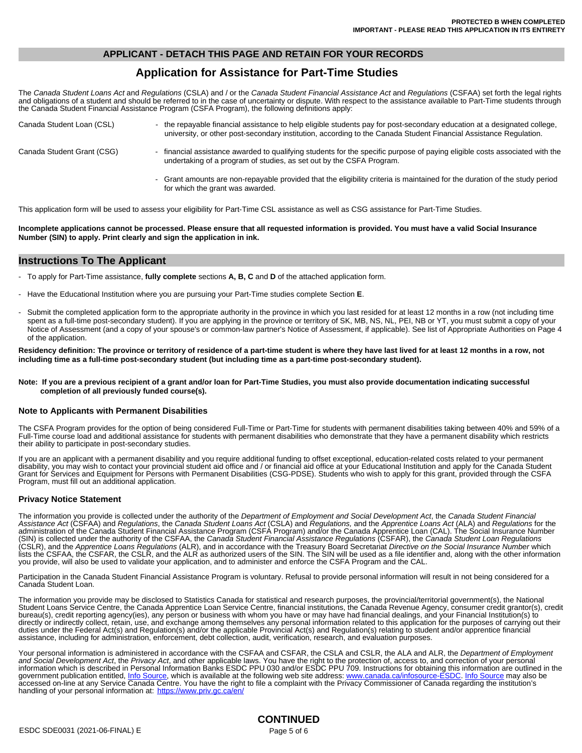**PROTECTED B WHEN COMPLETED**
**IMPORTANT - PLEASE READ THIS APPLICATION IN ITS ENTIRETY**

## APPLICANT - DETACH THIS PAGE AND RETAIN FOR YOUR RECORDS

# Application for Assistance for Part-Time Studies

The *Canada Student Loans Act* and *Regulations* (CSLA) and / or the *Canada Student Financial Assistance Act* and *Regulations* (CSFAA) set forth the legal rights and obligations of a student and should be referred to in the case of uncertainty or dispute. With respect to the assistance available to Part-Time students through the Canada Student Financial Assistance Program (CSFA Program), the following definitions apply:

Canada Student Loan (CSL)
- the repayable financial assistance to help eligible students pay for post-secondary education at a designated college, university, or other post-secondary institution, according to the Canada Student Financial Assistance Regulation.

Canada Student Grant (CSG)
- financial assistance awarded to qualifying students for the specific purpose of paying eligible costs associated with the undertaking of a program of studies, as set out by the CSFA Program.
- Grant amounts are non-repayable provided that the eligibility criteria is maintained for the duration of the study period for which the grant was awarded.

This application form will be used to assess your eligibility for Part-Time CSL assistance as well as CSG assistance for Part-Time Studies.

**Incomplete applications cannot be processed. Please ensure that all requested information is provided. You must have a valid Social Insurance Number (SIN) to apply. Print clearly and sign the application in ink.**

## Instructions To The Applicant

- To apply for Part-Time assistance, **fully complete** sections **A, B, C** and **D** of the attached application form.
- Have the Educational Institution where you are pursuing your Part-Time studies complete Section **E**.
- Submit the completed application form to the appropriate authority in the province in which you last resided for at least 12 months in a row (not including time spent as a full-time post-secondary student). If you are applying in the province or territory of SK, MB, NS, NL, PEI, NB or YT, you must submit a copy of your Notice of Assessment (and a copy of your spouse's or common-law partner's Notice of Assessment, if applicable). See list of Appropriate Authorities on Page 4 of the application.

**Residency definition: The province or territory of residence of a part-time student is where they have last lived for at least 12 months in a row, not including time as a full-time post-secondary student (but including time as a part-time post-secondary student).**

**Note: If you are a previous recipient of a grant and/or loan for Part-Time Studies, you must also provide documentation indicating successful completion of all previously funded course(s).**

### Note to Applicants with Permanent Disabilities

The CSFA Program provides for the option of being considered Full-Time or Part-Time for students with permanent disabilities taking between 40% and 59% of a Full-Time course load and additional assistance for students with permanent disabilities who demonstrate that they have a permanent disability which restricts their ability to participate in post-secondary studies.

If you are an applicant with a permanent disability and you require additional funding to offset exceptional, education-related costs related to your permanent disability, you may wish to contact your provincial student aid office and / or financial aid office at your Educational Institution and apply for the Canada Student Grant for Services and Equipment for Persons with Permanent Disabilities (CSG-PDSE). Students who wish to apply for this grant, provided through the CSFA Program, must fill out an additional application.

### Privacy Notice Statement

The information you provide is collected under the authority of the *Department of Employment and Social Development Act*, the *Canada Student Financial Assistance Act* (CSFAA) and *Regulations*, the *Canada Student Loans Act* (CSLA) and *Regulations,* and the *Apprentice Loans Act* (ALA) and *Regulations* for the administration of the Canada Student Financial Assistance Program (CSFA Program) and/or the Canada Apprentice Loan (CAL). The Social Insurance Number (SIN) is collected under the authority of the CSFAA, the *Canada Student Financial Assistance Regulations* (CSFAR), the *Canada Student Loan Regulations* (CSLR), and the *Apprentice Loans Regulations* (ALR), and in accordance with the Treasury Board Secretariat *Directive on the Social Insurance Number* which lists the CSFAA, the CSFAR, the CSLR, and the ALR as authorized users of the SIN. The SIN will be used as a file identifier and, along with the other information you provide, will also be used to validate your application, and to administer and enforce the CSFA Program and the CAL.

Participation in the Canada Student Financial Assistance Program is voluntary. Refusal to provide personal information will result in not being considered for a Canada Student Loan.

The information you provide may be disclosed to Statistics Canada for statistical and research purposes, the provincial/territorial government(s), the National Student Loans Service Centre, the Canada Apprentice Loan Service Centre, financial institutions, the Canada Revenue Agency, consumer credit grantor(s), credit bureau(s), credit reporting agency(ies), any person or business with whom you have or may have had financial dealings, and your Financial Institution(s) to directly or indirectly collect, retain, use, and exchange among themselves any personal information related to this application for the purposes of carrying out their duties under the Federal Act(s) and Regulation(s) and/or the applicable Provincial Act(s) and Regulation(s) relating to student and/or apprentice financial assistance, including for administration, enforcement, debt collection, audit, verification, research, and evaluation purposes.

Your personal information is administered in accordance with the CSFAA and CSFAR, the CSLA and CSLR, the ALA and ALR, the *Department of Employment and Social Development Act*, the *Privacy Act*, and other applicable laws. You have the right to the protection of, access to, and correction of your personal information which is described in Personal Information Banks ESDC PPU 030 and/or ESDC PPU 709. Instructions for obtaining this information are outlined in the government publication entitled, Info Source, which is available at the following web site address: www.canada.ca/infosource-ESDC. Info Source may also be accessed on-line at any Service Canada Centre. You have the right to file a complaint with the Privacy Commissioner of Canada regarding the institution's handling of your personal information at: https://www.priv.gc.ca/en/

**CONTINUED**

ESDC SDE0031 (2021-06-FINAL) E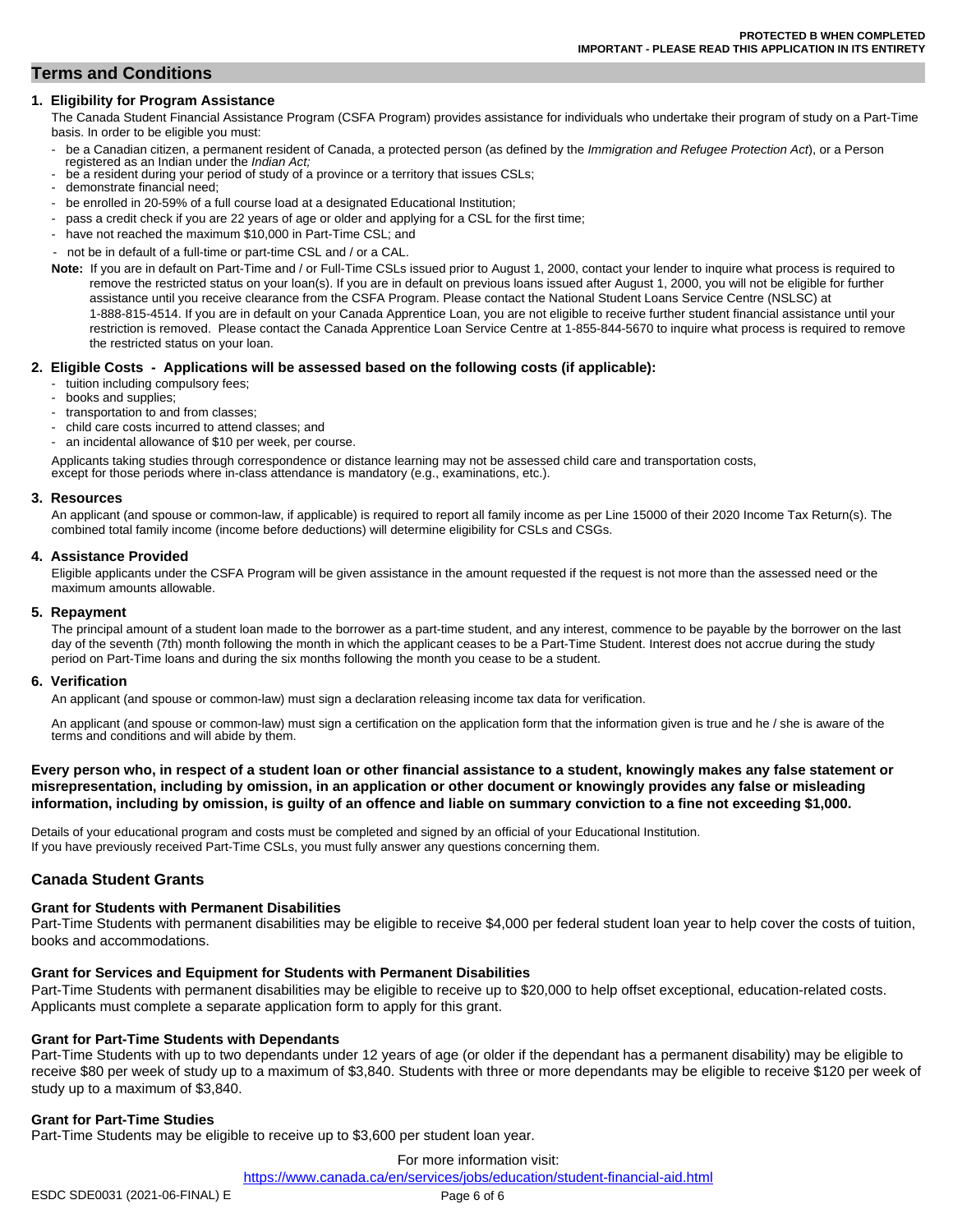## Terms and Conditions

### 1. Eligibility for Program Assistance

The Canada Student Financial Assistance Program (CSFA Program) provides assistance for individuals who undertake their program of study on a Part-Time basis. In order to be eligible you must:

- be a Canadian citizen, a permanent resident of Canada, a protected person (as defined by the *Immigration and Refugee Protection Act*), or a Person registered as an Indian under the *Indian Act;*
- be a resident during your period of study of a province or a territory that issues CSLs;
- demonstrate financial need;
- be enrolled in 20-59% of a full course load at a designated Educational Institution;
- pass a credit check if you are 22 years of age or older and applying for a CSL for the first time;
- have not reached the maximum $10,000 in Part-Time CSL; and
- not be in default of a full-time or part-time CSL and / or a CAL.

**Note:** If you are in default on Part-Time and / or Full-Time CSLs issued prior to August 1, 2000, contact your lender to inquire what process is required to remove the restricted status on your loan(s). If you are in default on previous loans issued after August 1, 2000, you will not be eligible for further assistance until you receive clearance from the CSFA Program. Please contact the National Student Loans Service Centre (NSLSC) at 1-888-815-4514. If you are in default on your Canada Apprentice Loan, you are not eligible to receive further student financial assistance until your restriction is removed. Please contact the Canada Apprentice Loan Service Centre at 1-855-844-5670 to inquire what process is required to remove the restricted status on your loan.

### 2. Eligible Costs - Applications will be assessed based on the following costs (if applicable):

- tuition including compulsory fees;
- books and supplies;
- transportation to and from classes;
- child care costs incurred to attend classes; and
- an incidental allowance of $10 per week, per course.

Applicants taking studies through correspondence or distance learning may not be assessed child care and transportation costs, except for those periods where in-class attendance is mandatory (e.g., examinations, etc.).

### 3. Resources

An applicant (and spouse or common-law, if applicable) is required to report all family income as per Line 15000 of their 2020 Income Tax Return(s). The combined total family income (income before deductions) will determine eligibility for CSLs and CSGs.

### 4. Assistance Provided

Eligible applicants under the CSFA Program will be given assistance in the amount requested if the request is not more than the assessed need or the maximum amounts allowable.

### 5. Repayment

The principal amount of a student loan made to the borrower as a part-time student, and any interest, commence to be payable by the borrower on the last day of the seventh (7th) month following the month in which the applicant ceases to be a Part-Time Student. Interest does not accrue during the study period on Part-Time loans and during the six months following the month you cease to be a student.

### 6. Verification

An applicant (and spouse or common-law) must sign a declaration releasing income tax data for verification.

An applicant (and spouse or common-law) must sign a certification on the application form that the information given is true and he / she is aware of the terms and conditions and will abide by them.

**Every person who, in respect of a student loan or other financial assistance to a student, knowingly makes any false statement or misrepresentation, including by omission, in an application or other document or knowingly provides any false or misleading information, including by omission, is guilty of an offence and liable on summary conviction to a fine not exceeding $1,000.**

Details of your educational program and costs must be completed and signed by an official of your Educational Institution.
If you have previously received Part-Time CSLs, you must fully answer any questions concerning them.

## Canada Student Grants

### Grant for Students with Permanent Disabilities

Part-Time Students with permanent disabilities may be eligible to receive $4,000 per federal student loan year to help cover the costs of tuition, books and accommodations.

### Grant for Services and Equipment for Students with Permanent Disabilities

Part-Time Students with permanent disabilities may be eligible to receive up to $20,000 to help offset exceptional, education-related costs. Applicants must complete a separate application form to apply for this grant.

### Grant for Part-Time Students with Dependants

Part-Time Students with up to two dependants under 12 years of age (or older if the dependant has a permanent disability) may be eligible to receive $80 per week of study up to a maximum of $3,840. Students with three or more dependants may be eligible to receive $120 per week of study up to a maximum of $3,840.

### Grant for Part-Time Studies

Part-Time Students may be eligible to receive up to $3,600 per student loan year.

For more information visit:
https://www.canada.ca/en/services/jobs/education/student-financial-aid.html